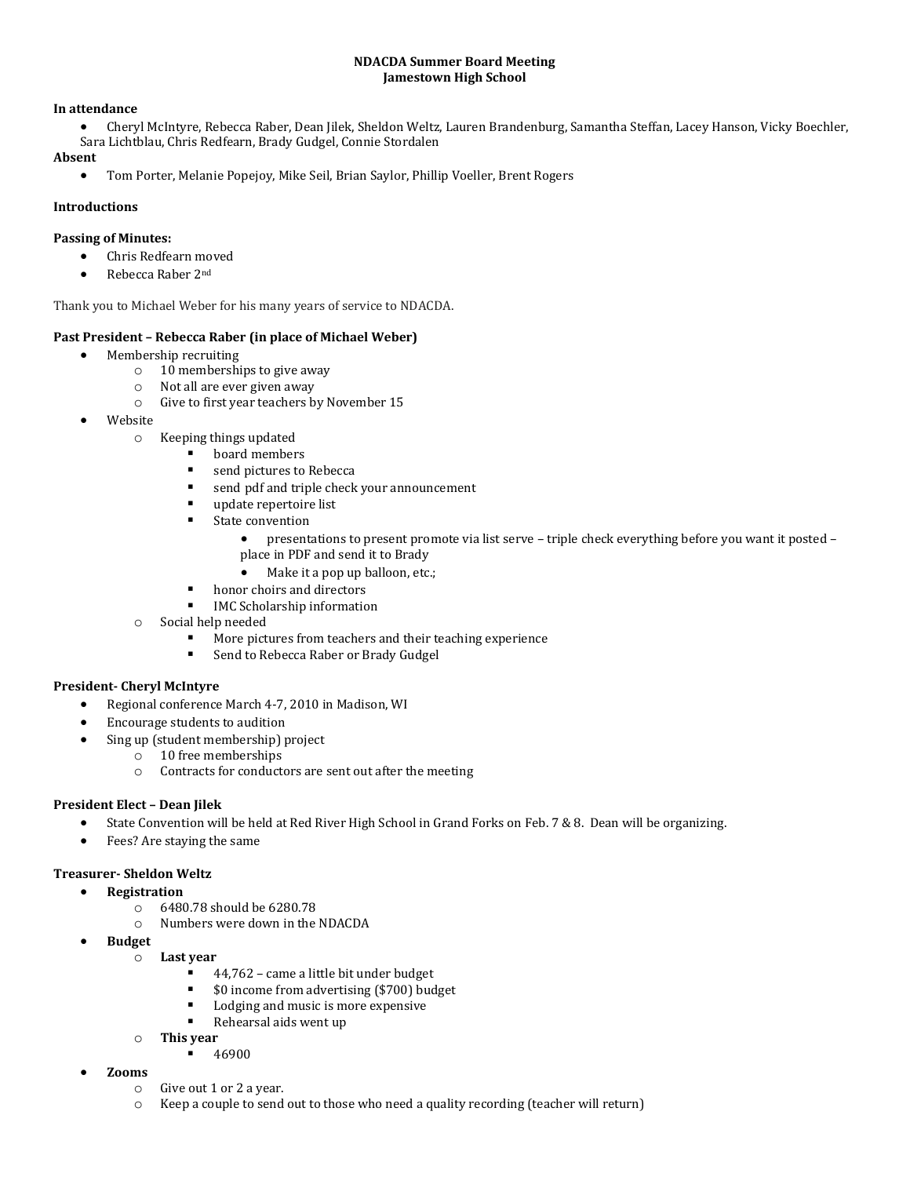**NDACDA Summer Board Meeting**
**Jamestown High School**

**In attendance**

- Cheryl McIntyre, Rebecca Raber, Dean Jilek, Sheldon Weltz, Lauren Brandenburg, Samantha Steffan, Lacey Hanson, Vicky Boechler, Sara Lichtblau, Chris Redfearn, Brady Gudgel, Connie Stordalen

**Absent**

- Tom Porter, Melanie Popejoy, Mike Seil, Brian Saylor, Phillip Voeller, Brent Rogers

**Introductions**

**Passing of Minutes:**

- Chris Redfearn moved
- Rebecca Raber 2nd

Thank you to Michael Weber for his many years of service to NDACDA.

**Past President – Rebecca Raber (in place of Michael Weber)**

- Membership recruiting
  - 10 memberships to give away
  - Not all are ever given away
  - Give to first year teachers by November 15
- Website
  - Keeping things updated
    - board members
    - send pictures to Rebecca
    - send pdf and triple check your announcement
    - update repertoire list
    - State convention
      - presentations to present promote via list serve – triple check everything before you want it posted – place in PDF and send it to Brady
      - Make it a pop up balloon, etc.;
    - honor choirs and directors
    - IMC Scholarship information
  - Social help needed
    - More pictures from teachers and their teaching experience
    - Send to Rebecca Raber or Brady Gudgel

**President- Cheryl McIntyre**

- Regional conference March 4-7, 2010 in Madison, WI
- Encourage students to audition
- Sing up (student membership) project
  - 10 free memberships
  - Contracts for conductors are sent out after the meeting

**President Elect – Dean Jilek**

- State Convention will be held at Red River High School in Grand Forks on Feb. 7 & 8. Dean will be organizing.
- Fees? Are staying the same

**Treasurer- Sheldon Weltz**

- **Registration**
  - 6480.78 should be 6280.78
  - Numbers were down in the NDACDA
- **Budget**
  - **Last year**
    - 44,762 – came a little bit under budget
    - $0 income from advertising ($700) budget
    - Lodging and music is more expensive
    - Rehearsal aids went up
  - **This year**
    - 46900
- **Zooms**
  - Give out 1 or 2 a year.
  - Keep a couple to send out to those who need a quality recording (teacher will return)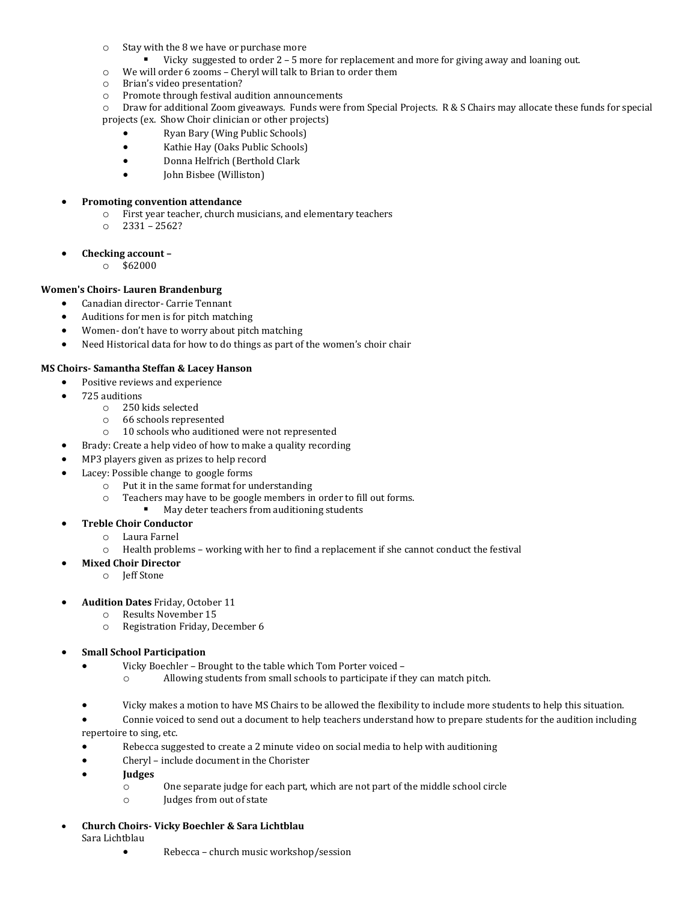- Stay with the 8 we have or purchase more
  - Vicky suggested to order 2 – 5 more for replacement and more for giving away and loaning out.
- We will order 6 zooms – Cheryl will talk to Brian to order them
- Brian's video presentation?
- Promote through festival audition announcements
- Draw for additional Zoom giveaways. Funds were from Special Projects. R & S Chairs may allocate these funds for special projects (ex. Show Choir clinician or other projects)
  - Ryan Bary (Wing Public Schools)
  - Kathie Hay (Oaks Public Schools)
  - Donna Helfrich (Berthold Clark
  - John Bisbee (Williston)

- **Promoting convention attendance**
  - First year teacher, church musicians, and elementary teachers
  - 2331 – 2562?

- **Checking account –**
  - $62000

**Women's Choirs- Lauren Brandenburg**

- Canadian director- Carrie Tennant
- Auditions for men is for pitch matching
- Women- don't have to worry about pitch matching
- Need Historical data for how to do things as part of the women's choir chair

**MS Choirs- Samantha Steffan & Lacey Hanson**

- Positive reviews and experience
- 725 auditions
  - 250 kids selected
  - 66 schools represented
  - 10 schools who auditioned were not represented
- Brady: Create a help video of how to make a quality recording
- MP3 players given as prizes to help record
- Lacey: Possible change to google forms
  - Put it in the same format for understanding
  - Teachers may have to be google members in order to fill out forms.
    - May deter teachers from auditioning students
- **Treble Choir Conductor**
  - Laura Farnel
  - Health problems – working with her to find a replacement if she cannot conduct the festival
- **Mixed Choir Director**
  - Jeff Stone

- **Audition Dates** Friday, October 11
  - Results November 15
  - Registration Friday, December 6

- **Small School Participation**
  - Vicky Boechler – Brought to the table which Tom Porter voiced –
    - Allowing students from small schools to participate if they can match pitch.

  - Vicky makes a motion to have MS Chairs to be allowed the flexibility to include more students to help this situation.
  - Connie voiced to send out a document to help teachers understand how to prepare students for the audition including repertoire to sing, etc.
  - Rebecca suggested to create a 2 minute video on social media to help with auditioning
  - Cheryl – include document in the Chorister
  - **Judges**
    - One separate judge for each part, which are not part of the middle school circle
    - Judges from out of state

- **Church Choirs- Vicky Boechler & Sara Lichtblau**

  Sara Lichtblau
  - Rebecca – church music workshop/session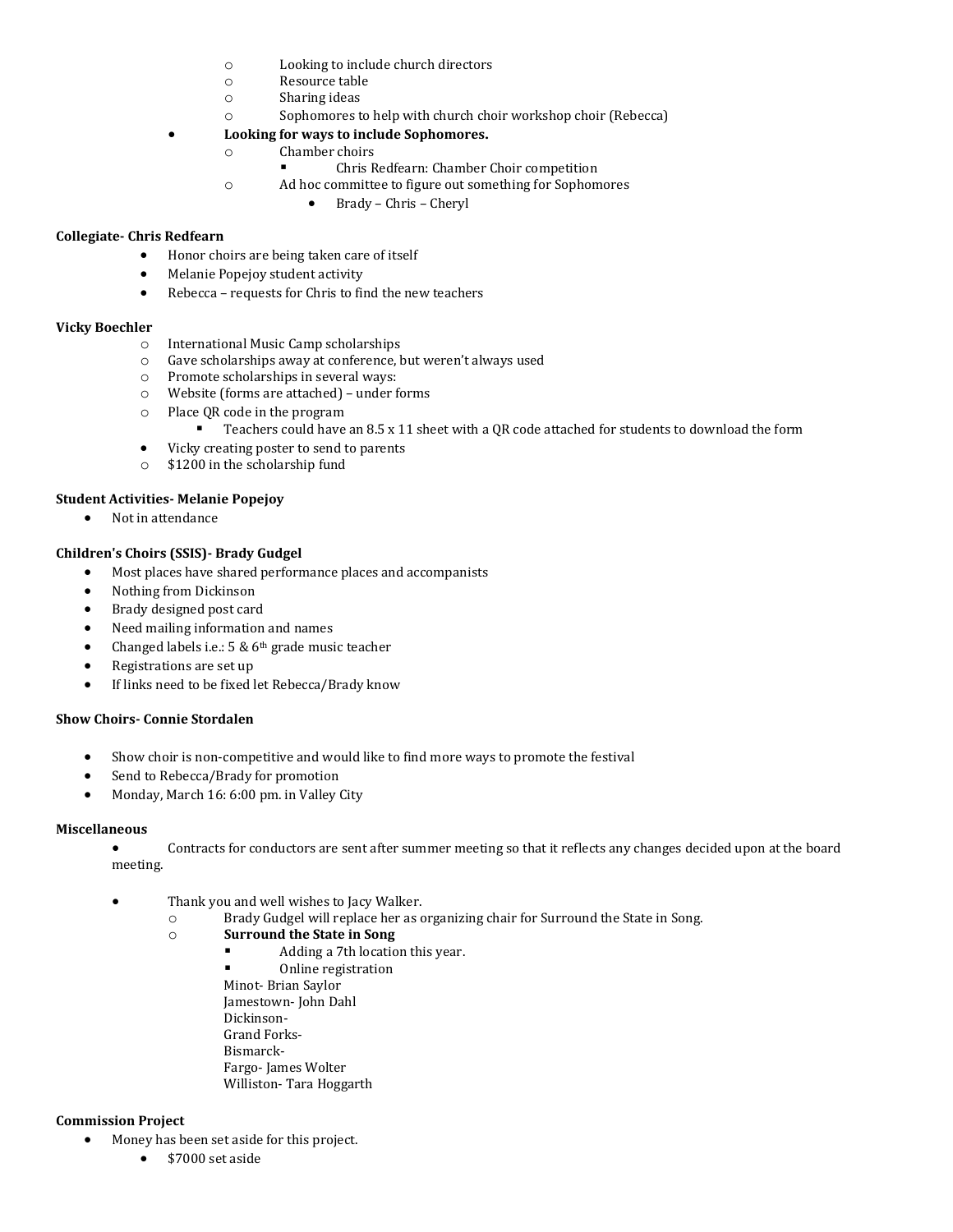- Looking to include church directors
    - Resource table
    - Sharing ideas
    - Sophomores to help with church choir workshop choir (Rebecca)
- **Looking for ways to include Sophomores.**
    - Chamber choirs
        - Chris Redfearn: Chamber Choir competition
    - Ad hoc committee to figure out something for Sophomores
        - Brady – Chris – Cheryl

**Collegiate- Chris Redfearn**

- Honor choirs are being taken care of itself
- Melanie Popejoy student activity
- Rebecca – requests for Chris to find the new teachers

**Vicky Boechler**

- International Music Camp scholarships
- Gave scholarships away at conference, but weren't always used
- Promote scholarships in several ways:
- Website (forms are attached) – under forms
- Place QR code in the program
    - Teachers could have an 8.5 x 11 sheet with a QR code attached for students to download the form
- Vicky creating poster to send to parents
- $1200 in the scholarship fund

**Student Activities- Melanie Popejoy**

- Not in attendance

**Children's Choirs (SSIS)- Brady Gudgel**

- Most places have shared performance places and accompanists
- Nothing from Dickinson
- Brady designed post card
- Need mailing information and names
- Changed labels i.e.: 5 & 6th grade music teacher
- Registrations are set up
- If links need to be fixed let Rebecca/Brady know

**Show Choirs- Connie Stordalen**

- Show choir is non-competitive and would like to find more ways to promote the festival
- Send to Rebecca/Brady for promotion
- Monday, March 16: 6:00 pm. in Valley City

**Miscellaneous**

- Contracts for conductors are sent after summer meeting so that it reflects any changes decided upon at the board meeting.

- Thank you and well wishes to Jacy Walker.
    - Brady Gudgel will replace her as organizing chair for Surround the State in Song.
    - **Surround the State in Song**
        - Adding a 7th location this year.
        - Online registration

        Minot- Brian Saylor
        Jamestown- John Dahl
        Dickinson-
        Grand Forks-
        Bismarck-
        Fargo- James Wolter
        Williston- Tara Hoggarth

**Commission Project**

- Money has been set aside for this project.
    - $7000 set aside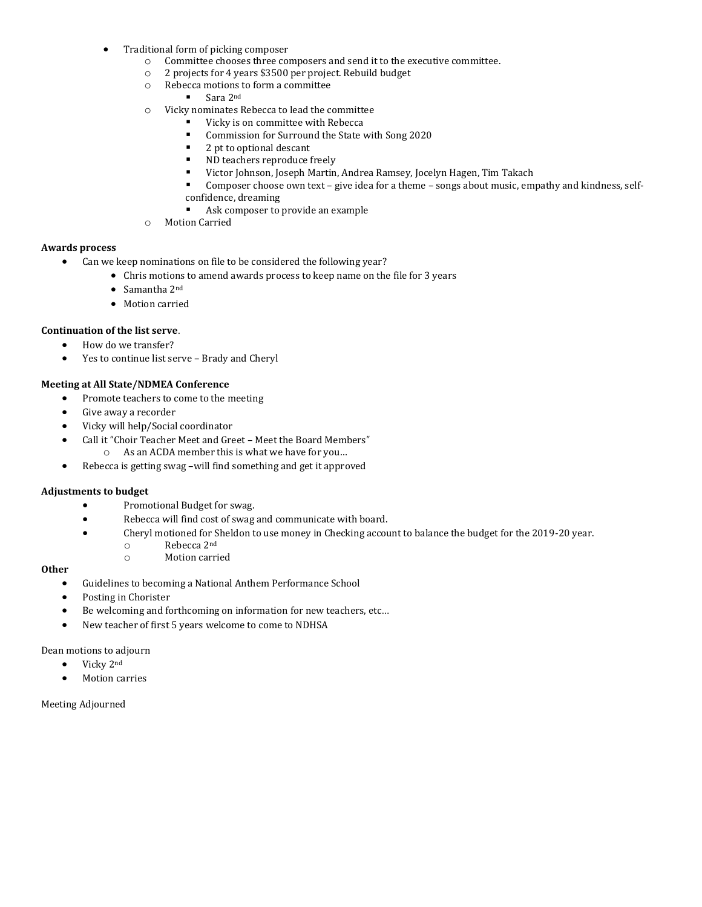- Traditional form of picking composer
  - Committee chooses three composers and send it to the executive committee.
  - 2 projects for 4 years $3500 per project. Rebuild budget
  - Rebecca motions to form a committee
    - Sara 2nd
  - Vicky nominates Rebecca to lead the committee
    - Vicky is on committee with Rebecca
    - Commission for Surround the State with Song 2020
    - 2 pt to optional descant
    - ND teachers reproduce freely
    - Victor Johnson, Joseph Martin, Andrea Ramsey, Jocelyn Hagen, Tim Takach
    - Composer choose own text – give idea for a theme – songs about music, empathy and kindness, self-confidence, dreaming
    - Ask composer to provide an example
  - Motion Carried

**Awards process**

- Can we keep nominations on file to be considered the following year?
  - Chris motions to amend awards process to keep name on the file for 3 years
  - Samantha 2nd
  - Motion carried

**Continuation of the list serve**.

- How do we transfer?
- Yes to continue list serve – Brady and Cheryl

**Meeting at All State/NDMEA Conference**

- Promote teachers to come to the meeting
- Give away a recorder
- Vicky will help/Social coordinator
- Call it "Choir Teacher Meet and Greet – Meet the Board Members"
  - As an ACDA member this is what we have for you…
- Rebecca is getting swag –will find something and get it approved

**Adjustments to budget**

- Promotional Budget for swag.
- Rebecca will find cost of swag and communicate with board.
- Cheryl motioned for Sheldon to use money in Checking account to balance the budget for the 2019-20 year.
  - Rebecca 2nd
  - Motion carried

**Other**

- Guidelines to becoming a National Anthem Performance School
- Posting in Chorister
- Be welcoming and forthcoming on information for new teachers, etc…
- New teacher of first 5 years welcome to come to NDHSA

Dean motions to adjourn

- Vicky 2nd
- Motion carries

Meeting Adjourned